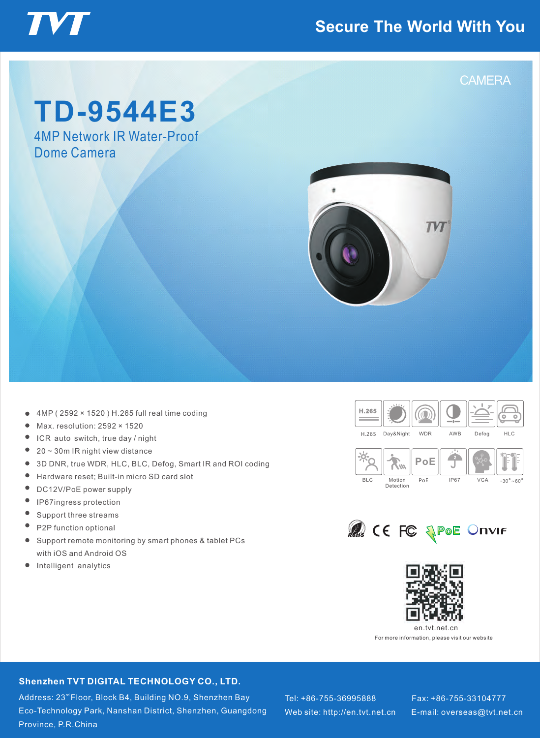TVT

Secure The World With You

CAMERA

# TD-9544E3

## 4MP Network IR Water-Proof Dome Camera

- 4MP ( 2592 × 1520 ) H.265 full real time coding
- Max. resolution: 2592 × 1520
- ICR auto switch, true day / night
- 20 ~ 30m IR night view distance
- 3D DNR, true WDR, HLC, BLC, Defog, Smart IR and ROI coding
- Hardware reset; Built-in micro SD card slot
- DC12V/PoE power supply
- IP67ingress protection
- Support three streams
- P2P function optional
- Support remote monitoring by smart phones & tablet PCs with iOS and Android OS
- Intelligent analytics

H.265 | Day&Night | WDR | AWB | Defog | HLC

BLC | Motion Detection | PoE | IP67 | VCA | -30°~60°

RoHS CE FC PoE ONVIF

en.tvt.net.cn

For more information, please visit our website

**Shenzhen TVT DIGITAL TECHNOLOGY CO., LTD.**

Address: 23rd Floor, Block B4, Building NO.9, Shenzhen Bay Eco-Technology Park, Nanshan District, Shenzhen, Guangdong Province, P.R.China

Tel: +86-755-36995888

Web site: http://en.tvt.net.cn

Fax: +86-755-33104777

E-mail: overseas@tvt.net.cn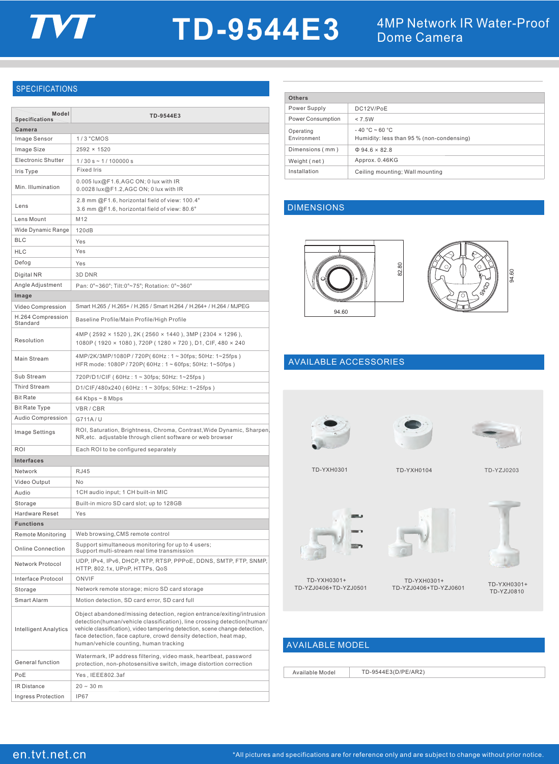# TVT TD-9544E3

## 4MP Network IR Water-Proof Dome Camera

## SPECIFICATIONS

| Specifications / Model | TD-9544E3 |
|---|---|
| **Camera** | |
| Image Sensor | 1 / 3 "CMOS |
| Image Size | 2592 × 1520 |
| Electronic Shutter | 1 / 30 s ~ 1 / 100000 s |
| Iris Type | Fixed Iris |
| Min. Illumination | 0.005 lux@F1.6,AGC ON; 0 lux with IR<br>0.0028 lux@F1.2,AGC ON; 0 lux with IR |
| Lens | 2.8 mm @F1.6, horizontal field of view: 100.4°<br>3.6 mm @F1.6, horizontal field of view: 80.6° |
| Lens Mount | M12 |
| Wide Dynamic Range | 120dB |
| BLC | Yes |
| HLC | Yes |
| Defog | Yes |
| Digital NR | 3D DNR |
| Angle Adjustment | Pan: 0°~360°; Tilt:0°~75°; Rotation: 0°~360° |
| **Image** | |
| Video Compression | Smart H.265 / H.265+ / H.265 / Smart H.264 / H.264+ / H.264 / MJPEG |
| H.264 Compression Standard | Baseline Profile/Main Profile/High Profile |
| Resolution | 4MP ( 2592 × 1520 ), 2K ( 2560 × 1440 ), 3MP ( 2304 × 1296 ),<br>1080P ( 1920 × 1080 ), 720P ( 1280 × 720 ), D1, CIF, 480 × 240 |
| Main Stream | 4MP/2K/3MP/1080P / 720P( 60Hz : 1 ~ 30fps; 50Hz: 1~25fps )<br>HFR mode: 1080P / 720P( 60Hz : 1 ~ 60fps; 50Hz: 1~50fps ) |
| Sub Stream | 720P/D1/CIF ( 60Hz : 1 ~ 30fps; 50Hz: 1~25fps ) |
| Third Stream | D1/CIF/480x240 ( 60Hz : 1 ~ 30fps; 50Hz: 1~25fps ) |
| Bit Rate | 64 Kbps ~ 8 Mbps |
| Bit Rate Type | VBR / CBR |
| Audio Compression | G711A / U |
| Image Settings | ROI, Saturation, Brightness, Chroma, Contrast,Wide Dynamic, Sharpen, NR,etc. adjustable through client software or web browser |
| ROI | Each ROI to be configured separately |
| **Interfaces** | |
| Network | RJ45 |
| Video Output | No |
| Audio | 1CH audio input; 1 CH built-in MIC |
| Storage | Built-in micro SD card slot; up to 128GB |
| Hardware Reset | Yes |
| **Functions** | |
| Remote Monitoring | Web browsing,CMS remote control |
| Online Connection | Support simultaneous monitoring for up to 4 users;<br>Support multi-stream real time transmission |
| Network Protocol | UDP, IPv4, IPv6, DHCP, NTP, RTSP, PPPoE, DDNS, SMTP, FTP, SNMP, HTTP, 802.1x, UPnP, HTTPs, QoS |
| Interface Protocol | ONVIF |
| Storage | Network remote storage; micro SD card storage |
| Smart Alarm | Motion detection, SD card error, SD card full |
| Intelligent Analytics | Object abandoned/missing detection, region entrance/exiting/intrusion detection(human/vehicle classification), line crossing detection(human/vehicle classification), video tampering detection, scene change detection, face detection, face capture, crowd density detection, heat map, human/vehicle counting, human tracking |
| General function | Watermark, IP address filtering, video mask, heartbeat, password protection, non-photosensitive switch, image distortion correction |
| PoE | Yes , IEEE802.3af |
| IR Distance | 20 ~ 30 m |
| Ingress Protection | IP67 |

| Others | |
|---|---|
| Power Supply | DC12V/PoE |
| Power Consumption | < 7.5W |
| Operating Environment | - 40 °C ~ 60 °C<br>Humidity: less than 95 % (non-condensing) |
| Dimensions ( mm ) | Φ 94.6 × 82.8 |
| Weight ( net ) | Approx. 0.46KG |
| Installation | Ceiling mounting; Wall mounting |

## DIMENSIONS

82.80

94.60

94.60

## AVAILABLE ACCESSORIES

TD-YXH0301

TD-YXH0104

TD-YZJ0203

TD-YXH0301+ TD-YZJ0406+TD-YZJ0501

TD-YXH0301+ TD-YZJ0406+TD-YZJ0601

TD-YXH0301+ TD-YZJ0810

## AVAILABLE MODEL

| | |
|---|---|
| Available Model | TD-9544E3(D/PE/AR2) |

en.tvt.net.cn

*All pictures and specifications are for reference only and are subject to change without prior notice.